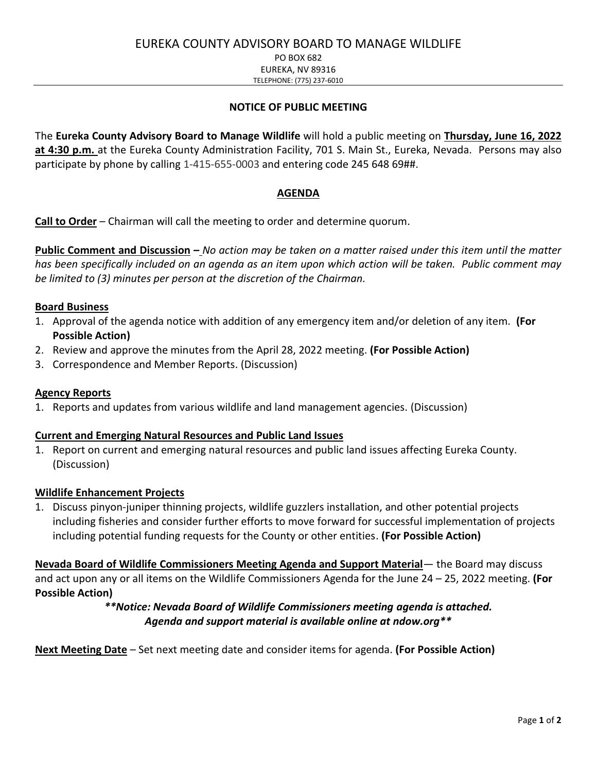# EUREKA COUNTY ADVISORY BOARD TO MANAGE WILDLIFE

PO BOX 682
EUREKA, NV 89316
TELEPHONE: (775) 237-6010

## NOTICE OF PUBLIC MEETING

The **Eureka County Advisory Board to Manage Wildlife** will hold a public meeting on **Thursday, June 16, 2022 at 4:30 p.m.** at the Eureka County Administration Facility, 701 S. Main St., Eureka, Nevada. Persons may also participate by phone by calling 1-415-655-0003 and entering code 245 648 69##.

## AGENDA

**Call to Order** – Chairman will call the meeting to order and determine quorum.

**Public Comment and Discussion –** *No action may be taken on a matter raised under this item until the matter has been specifically included on an agenda as an item upon which action will be taken. Public comment may be limited to (3) minutes per person at the discretion of the Chairman.*

**Board Business**

1. Approval of the agenda notice with addition of any emergency item and/or deletion of any item. **(For Possible Action)**
2. Review and approve the minutes from the April 28, 2022 meeting. **(For Possible Action)**
3. Correspondence and Member Reports. (Discussion)

**Agency Reports**

1. Reports and updates from various wildlife and land management agencies. (Discussion)

**Current and Emerging Natural Resources and Public Land Issues**

1. Report on current and emerging natural resources and public land issues affecting Eureka County. (Discussion)

**Wildlife Enhancement Projects**

1. Discuss pinyon-juniper thinning projects, wildlife guzzlers installation, and other potential projects including fisheries and consider further efforts to move forward for successful implementation of projects including potential funding requests for the County or other entities. **(For Possible Action)**

**Nevada Board of Wildlife Commissioners Meeting Agenda and Support Material**— the Board may discuss and act upon any or all items on the Wildlife Commissioners Agenda for the June 24 – 25, 2022 meeting. **(For Possible Action)**

***\*\*Notice: Nevada Board of Wildlife Commissioners meeting agenda is attached. Agenda and support material is available online at ndow.org\*\****

**Next Meeting Date** – Set next meeting date and consider items for agenda. **(For Possible Action)**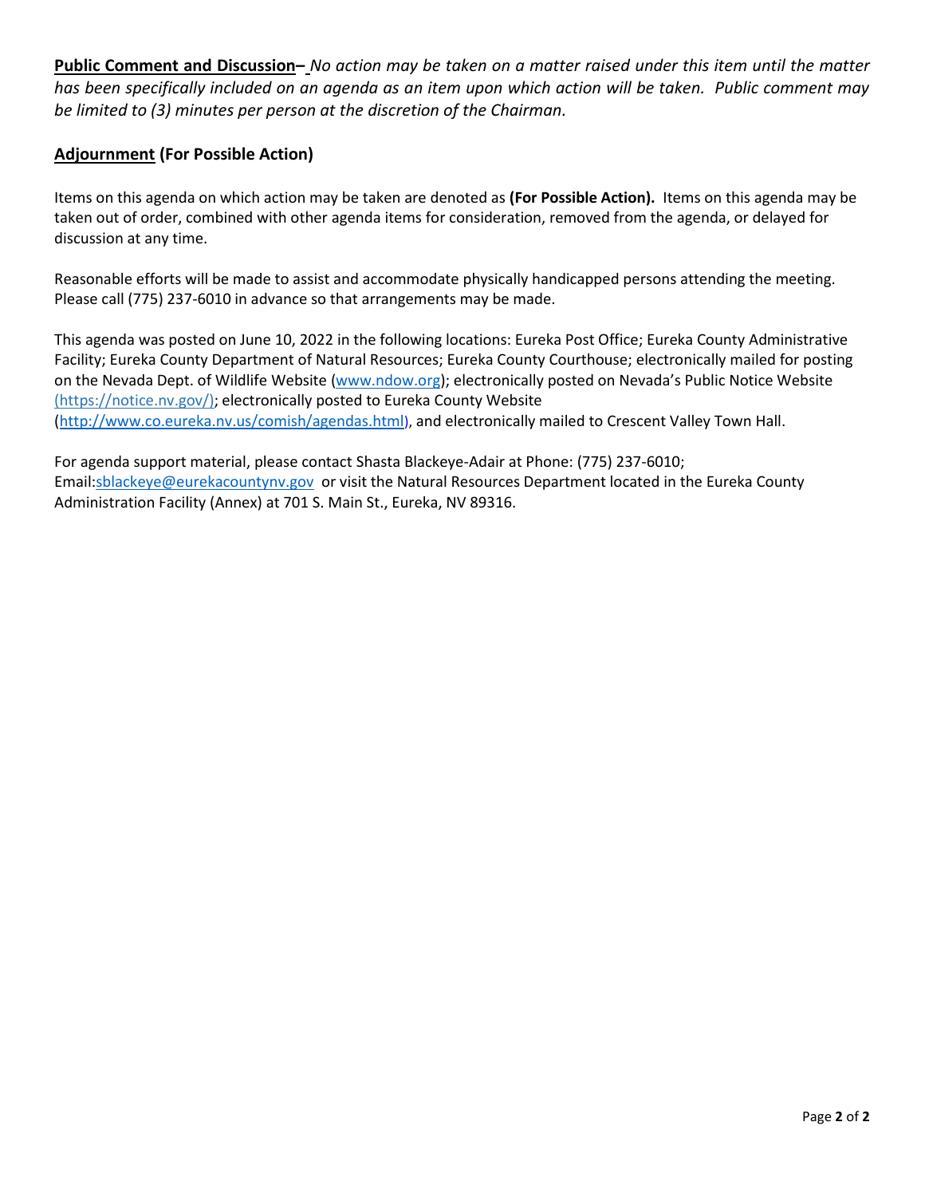**Public Comment and Discussion**– *No action may be taken on a matter raised under this item until the matter has been specifically included on an agenda as an item upon which action will be taken. Public comment may be limited to (3) minutes per person at the discretion of the Chairman.*

**Adjournment (For Possible Action)**

Items on this agenda on which action may be taken are denoted as **(For Possible Action).** Items on this agenda may be taken out of order, combined with other agenda items for consideration, removed from the agenda, or delayed for discussion at any time.

Reasonable efforts will be made to assist and accommodate physically handicapped persons attending the meeting. Please call (775) 237-6010 in advance so that arrangements may be made.

This agenda was posted on June 10, 2022 in the following locations: Eureka Post Office; Eureka County Administrative Facility; Eureka County Department of Natural Resources; Eureka County Courthouse; electronically mailed for posting on the Nevada Dept. of Wildlife Website (www.ndow.org); electronically posted on Nevada's Public Notice Website (https://notice.nv.gov/); electronically posted to Eureka County Website (http://www.co.eureka.nv.us/comish/agendas.html), and electronically mailed to Crescent Valley Town Hall.

For agenda support material, please contact Shasta Blackeye-Adair at Phone: (775) 237-6010; Email:sblackeye@eurekacountynv.gov or visit the Natural Resources Department located in the Eureka County Administration Facility (Annex) at 701 S. Main St., Eureka, NV 89316.